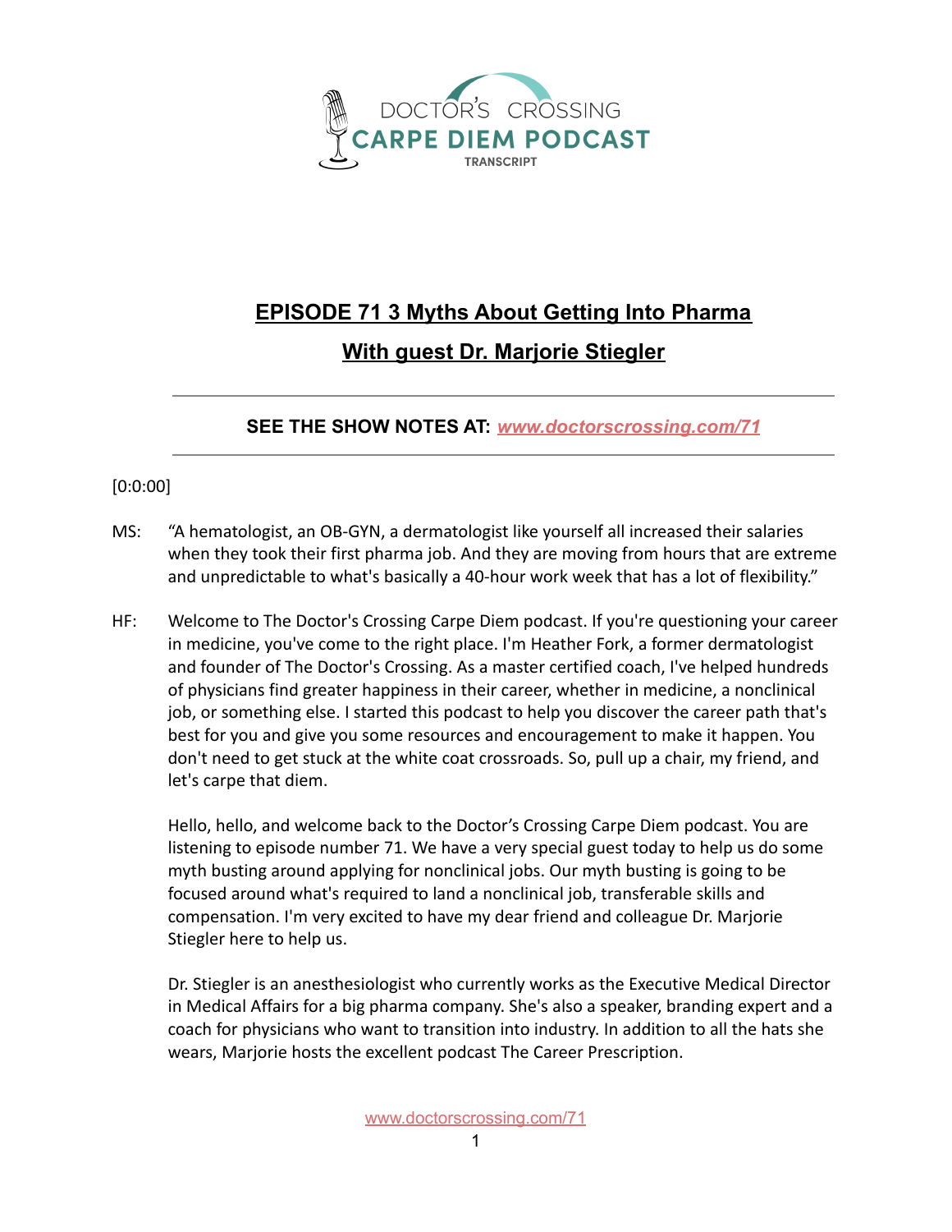DOCTOR'S CROSSING
CARPE DIEM PODCAST
TRANSCRIPT

# EPISODE 71 3 Myths About Getting Into Pharma

## With guest Dr. Marjorie Stiegler

---

**SEE THE SHOW NOTES AT: *www.doctorscrossing.com/71***

---

[0:0:00]

MS: "A hematologist, an OB-GYN, a dermatologist like yourself all increased their salaries when they took their first pharma job. And they are moving from hours that are extreme and unpredictable to what's basically a 40-hour work week that has a lot of flexibility."

HF: Welcome to The Doctor's Crossing Carpe Diem podcast. If you're questioning your career in medicine, you've come to the right place. I'm Heather Fork, a former dermatologist and founder of The Doctor's Crossing. As a master certified coach, I've helped hundreds of physicians find greater happiness in their career, whether in medicine, a nonclinical job, or something else. I started this podcast to help you discover the career path that's best for you and give you some resources and encouragement to make it happen. You don't need to get stuck at the white coat crossroads. So, pull up a chair, my friend, and let's carpe that diem.

Hello, hello, and welcome back to the Doctor's Crossing Carpe Diem podcast. You are listening to episode number 71. We have a very special guest today to help us do some myth busting around applying for nonclinical jobs. Our myth busting is going to be focused around what's required to land a nonclinical job, transferable skills and compensation. I'm very excited to have my dear friend and colleague Dr. Marjorie Stiegler here to help us.

Dr. Stiegler is an anesthesiologist who currently works as the Executive Medical Director in Medical Affairs for a big pharma company. She's also a speaker, branding expert and a coach for physicians who want to transition into industry. In addition to all the hats she wears, Marjorie hosts the excellent podcast The Career Prescription.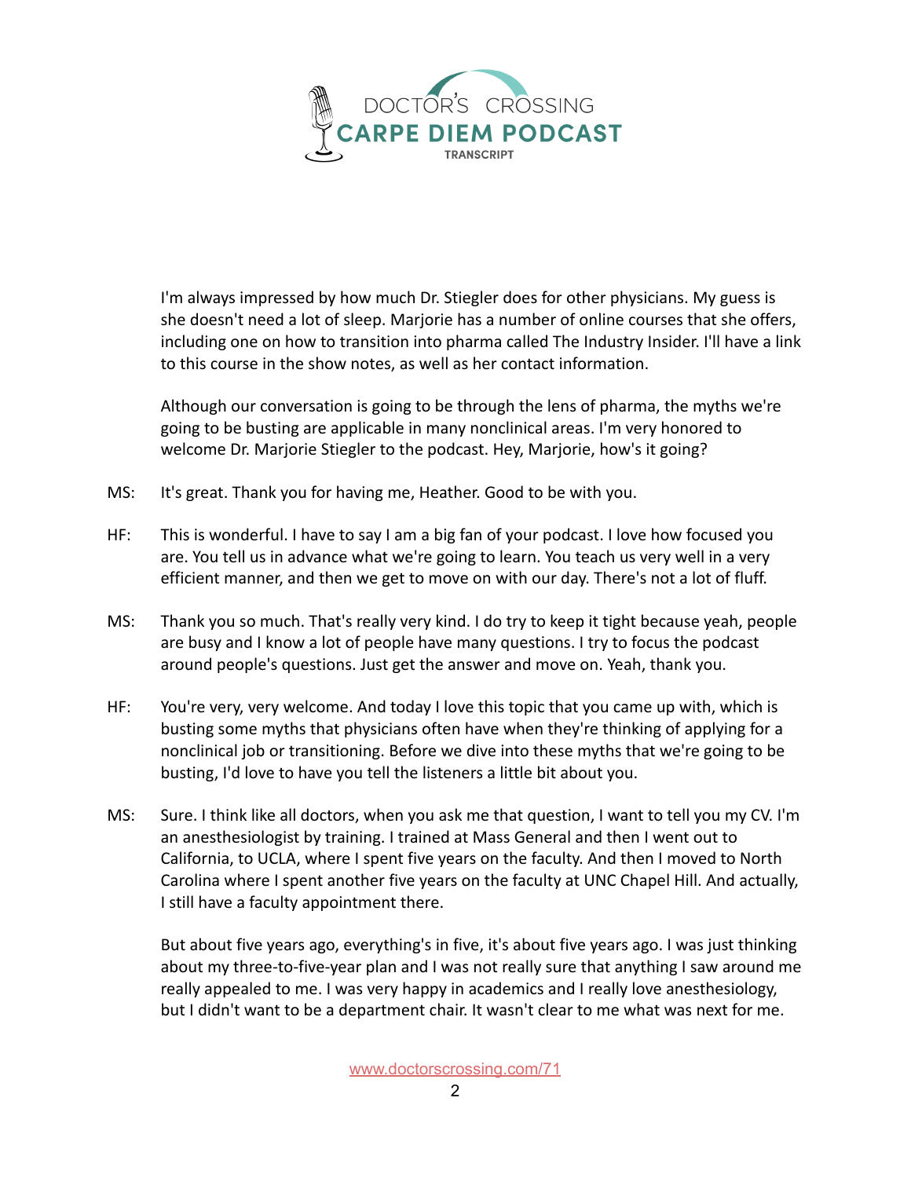I'm always impressed by how much Dr. Stiegler does for other physicians. My guess is she doesn't need a lot of sleep. Marjorie has a number of online courses that she offers, including one on how to transition into pharma called The Industry Insider. I'll have a link to this course in the show notes, as well as her contact information.

Although our conversation is going to be through the lens of pharma, the myths we're going to be busting are applicable in many nonclinical areas. I'm very honored to welcome Dr. Marjorie Stiegler to the podcast. Hey, Marjorie, how's it going?

MS: It's great. Thank you for having me, Heather. Good to be with you.

HF: This is wonderful. I have to say I am a big fan of your podcast. I love how focused you are. You tell us in advance what we're going to learn. You teach us very well in a very efficient manner, and then we get to move on with our day. There's not a lot of fluff.

MS: Thank you so much. That's really very kind. I do try to keep it tight because yeah, people are busy and I know a lot of people have many questions. I try to focus the podcast around people's questions. Just get the answer and move on. Yeah, thank you.

HF: You're very, very welcome. And today I love this topic that you came up with, which is busting some myths that physicians often have when they're thinking of applying for a nonclinical job or transitioning. Before we dive into these myths that we're going to be busting, I'd love to have you tell the listeners a little bit about you.

MS: Sure. I think like all doctors, when you ask me that question, I want to tell you my CV. I'm an anesthesiologist by training. I trained at Mass General and then I went out to California, to UCLA, where I spent five years on the faculty. And then I moved to North Carolina where I spent another five years on the faculty at UNC Chapel Hill. And actually, I still have a faculty appointment there.

But about five years ago, everything's in five, it's about five years ago. I was just thinking about my three-to-five-year plan and I was not really sure that anything I saw around me really appealed to me. I was very happy in academics and I really love anesthesiology, but I didn't want to be a department chair. It wasn't clear to me what was next for me.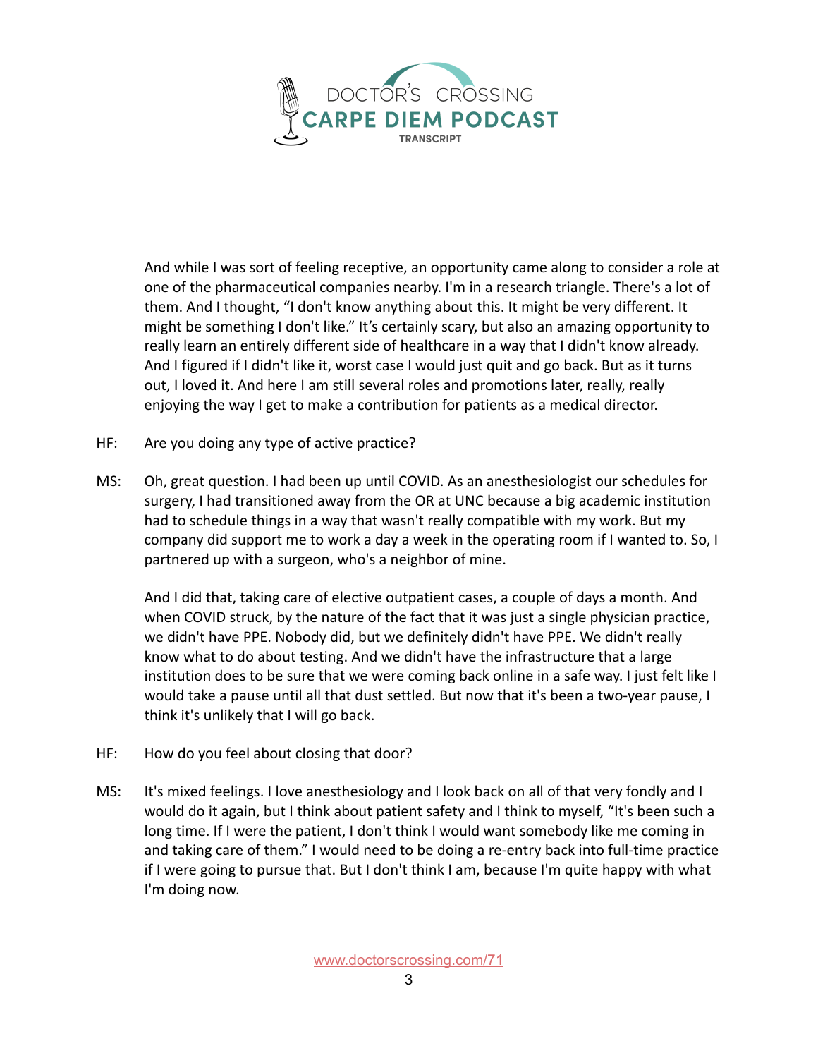And while I was sort of feeling receptive, an opportunity came along to consider a role at one of the pharmaceutical companies nearby. I'm in a research triangle. There's a lot of them. And I thought, "I don't know anything about this. It might be very different. It might be something I don't like." It's certainly scary, but also an amazing opportunity to really learn an entirely different side of healthcare in a way that I didn't know already. And I figured if I didn't like it, worst case I would just quit and go back. But as it turns out, I loved it. And here I am still several roles and promotions later, really, really enjoying the way I get to make a contribution for patients as a medical director.

HF: Are you doing any type of active practice?

MS: Oh, great question. I had been up until COVID. As an anesthesiologist our schedules for surgery, I had transitioned away from the OR at UNC because a big academic institution had to schedule things in a way that wasn't really compatible with my work. But my company did support me to work a day a week in the operating room if I wanted to. So, I partnered up with a surgeon, who's a neighbor of mine.

And I did that, taking care of elective outpatient cases, a couple of days a month. And when COVID struck, by the nature of the fact that it was just a single physician practice, we didn't have PPE. Nobody did, but we definitely didn't have PPE. We didn't really know what to do about testing. And we didn't have the infrastructure that a large institution does to be sure that we were coming back online in a safe way. I just felt like I would take a pause until all that dust settled. But now that it's been a two-year pause, I think it's unlikely that I will go back.

HF: How do you feel about closing that door?

MS: It's mixed feelings. I love anesthesiology and I look back on all of that very fondly and I would do it again, but I think about patient safety and I think to myself, "It's been such a long time. If I were the patient, I don't think I would want somebody like me coming in and taking care of them." I would need to be doing a re-entry back into full-time practice if I were going to pursue that. But I don't think I am, because I'm quite happy with what I'm doing now.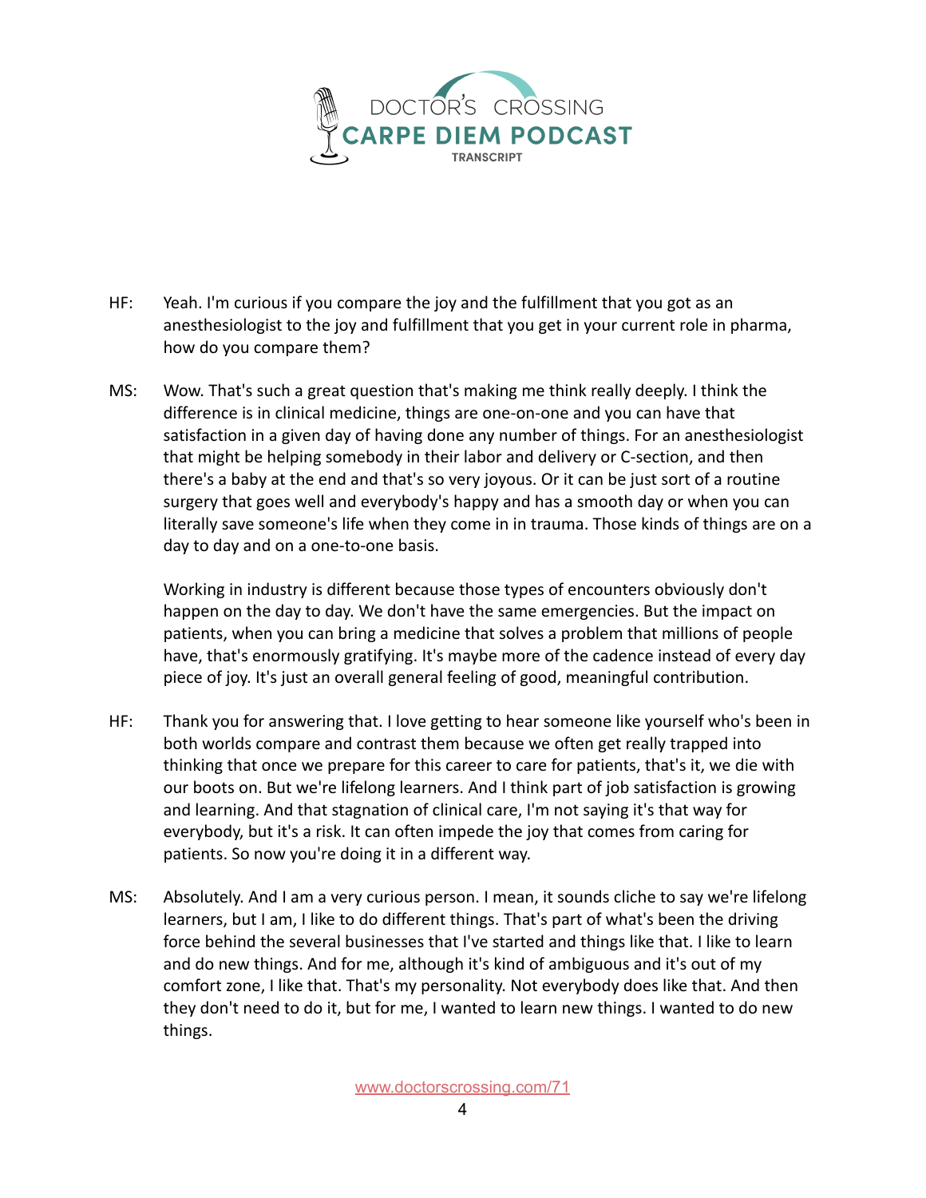HF: Yeah. I'm curious if you compare the joy and the fulfillment that you got as an anesthesiologist to the joy and fulfillment that you get in your current role in pharma, how do you compare them?

MS: Wow. That's such a great question that's making me think really deeply. I think the difference is in clinical medicine, things are one-on-one and you can have that satisfaction in a given day of having done any number of things. For an anesthesiologist that might be helping somebody in their labor and delivery or C-section, and then there's a baby at the end and that's so very joyous. Or it can be just sort of a routine surgery that goes well and everybody's happy and has a smooth day or when you can literally save someone's life when they come in in trauma. Those kinds of things are on a day to day and on a one-to-one basis.

Working in industry is different because those types of encounters obviously don't happen on the day to day. We don't have the same emergencies. But the impact on patients, when you can bring a medicine that solves a problem that millions of people have, that's enormously gratifying. It's maybe more of the cadence instead of every day piece of joy. It's just an overall general feeling of good, meaningful contribution.

HF: Thank you for answering that. I love getting to hear someone like yourself who's been in both worlds compare and contrast them because we often get really trapped into thinking that once we prepare for this career to care for patients, that's it, we die with our boots on. But we're lifelong learners. And I think part of job satisfaction is growing and learning. And that stagnation of clinical care, I'm not saying it's that way for everybody, but it's a risk. It can often impede the joy that comes from caring for patients. So now you're doing it in a different way.

MS: Absolutely. And I am a very curious person. I mean, it sounds cliche to say we're lifelong learners, but I am, I like to do different things. That's part of what's been the driving force behind the several businesses that I've started and things like that. I like to learn and do new things. And for me, although it's kind of ambiguous and it's out of my comfort zone, I like that. That's my personality. Not everybody does like that. And then they don't need to do it, but for me, I wanted to learn new things. I wanted to do new things.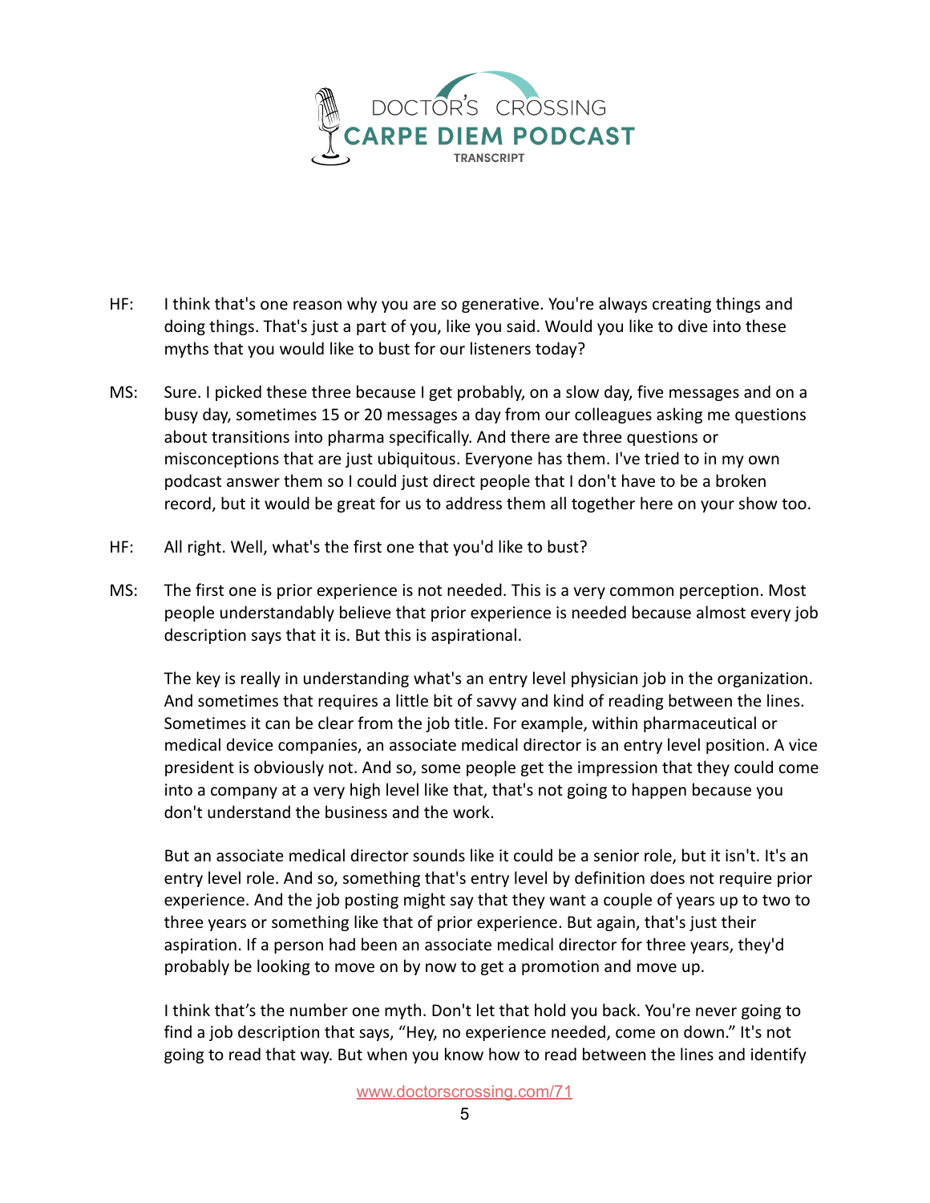HF: I think that's one reason why you are so generative. You're always creating things and doing things. That's just a part of you, like you said. Would you like to dive into these myths that you would like to bust for our listeners today?

MS: Sure. I picked these three because I get probably, on a slow day, five messages and on a busy day, sometimes 15 or 20 messages a day from our colleagues asking me questions about transitions into pharma specifically. And there are three questions or misconceptions that are just ubiquitous. Everyone has them. I've tried to in my own podcast answer them so I could just direct people that I don't have to be a broken record, but it would be great for us to address them all together here on your show too.

HF: All right. Well, what's the first one that you'd like to bust?

MS: The first one is prior experience is not needed. This is a very common perception. Most people understandably believe that prior experience is needed because almost every job description says that it is. But this is aspirational.

The key is really in understanding what's an entry level physician job in the organization. And sometimes that requires a little bit of savvy and kind of reading between the lines. Sometimes it can be clear from the job title. For example, within pharmaceutical or medical device companies, an associate medical director is an entry level position. A vice president is obviously not. And so, some people get the impression that they could come into a company at a very high level like that, that's not going to happen because you don't understand the business and the work.

But an associate medical director sounds like it could be a senior role, but it isn't. It's an entry level role. And so, something that's entry level by definition does not require prior experience. And the job posting might say that they want a couple of years up to two to three years or something like that of prior experience. But again, that's just their aspiration. If a person had been an associate medical director for three years, they'd probably be looking to move on by now to get a promotion and move up.

I think that's the number one myth. Don't let that hold you back. You're never going to find a job description that says, "Hey, no experience needed, come on down." It's not going to read that way. But when you know how to read between the lines and identify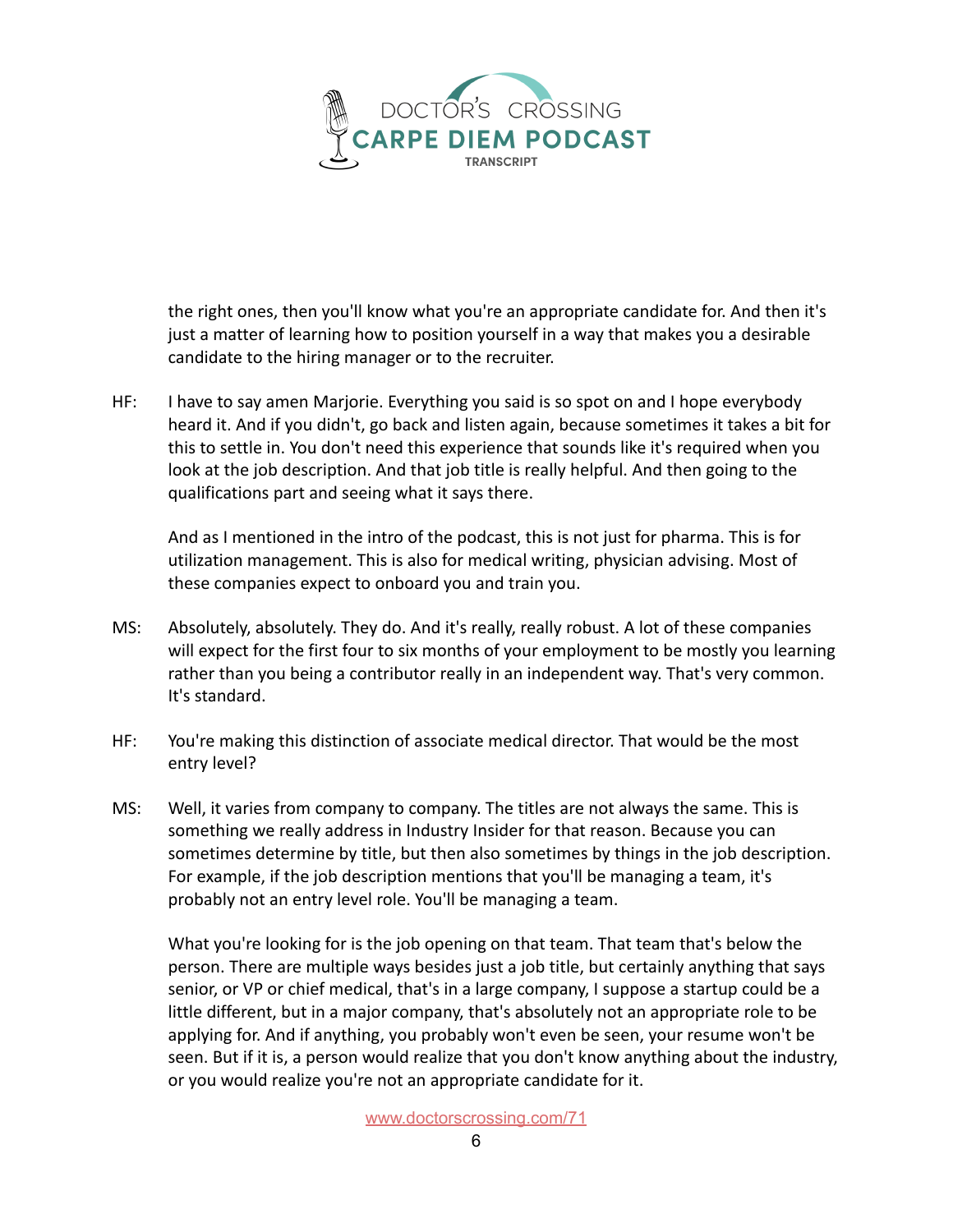the right ones, then you'll know what you're an appropriate candidate for. And then it's just a matter of learning how to position yourself in a way that makes you a desirable candidate to the hiring manager or to the recruiter.

HF: I have to say amen Marjorie. Everything you said is so spot on and I hope everybody heard it. And if you didn't, go back and listen again, because sometimes it takes a bit for this to settle in. You don't need this experience that sounds like it's required when you look at the job description. And that job title is really helpful. And then going to the qualifications part and seeing what it says there.

And as I mentioned in the intro of the podcast, this is not just for pharma. This is for utilization management. This is also for medical writing, physician advising. Most of these companies expect to onboard you and train you.

MS: Absolutely, absolutely. They do. And it's really, really robust. A lot of these companies will expect for the first four to six months of your employment to be mostly you learning rather than you being a contributor really in an independent way. That's very common. It's standard.

HF: You're making this distinction of associate medical director. That would be the most entry level?

MS: Well, it varies from company to company. The titles are not always the same. This is something we really address in Industry Insider for that reason. Because you can sometimes determine by title, but then also sometimes by things in the job description. For example, if the job description mentions that you'll be managing a team, it's probably not an entry level role. You'll be managing a team.

What you're looking for is the job opening on that team. That team that's below the person. There are multiple ways besides just a job title, but certainly anything that says senior, or VP or chief medical, that's in a large company, I suppose a startup could be a little different, but in a major company, that's absolutely not an appropriate role to be applying for. And if anything, you probably won't even be seen, your resume won't be seen. But if it is, a person would realize that you don't know anything about the industry, or you would realize you're not an appropriate candidate for it.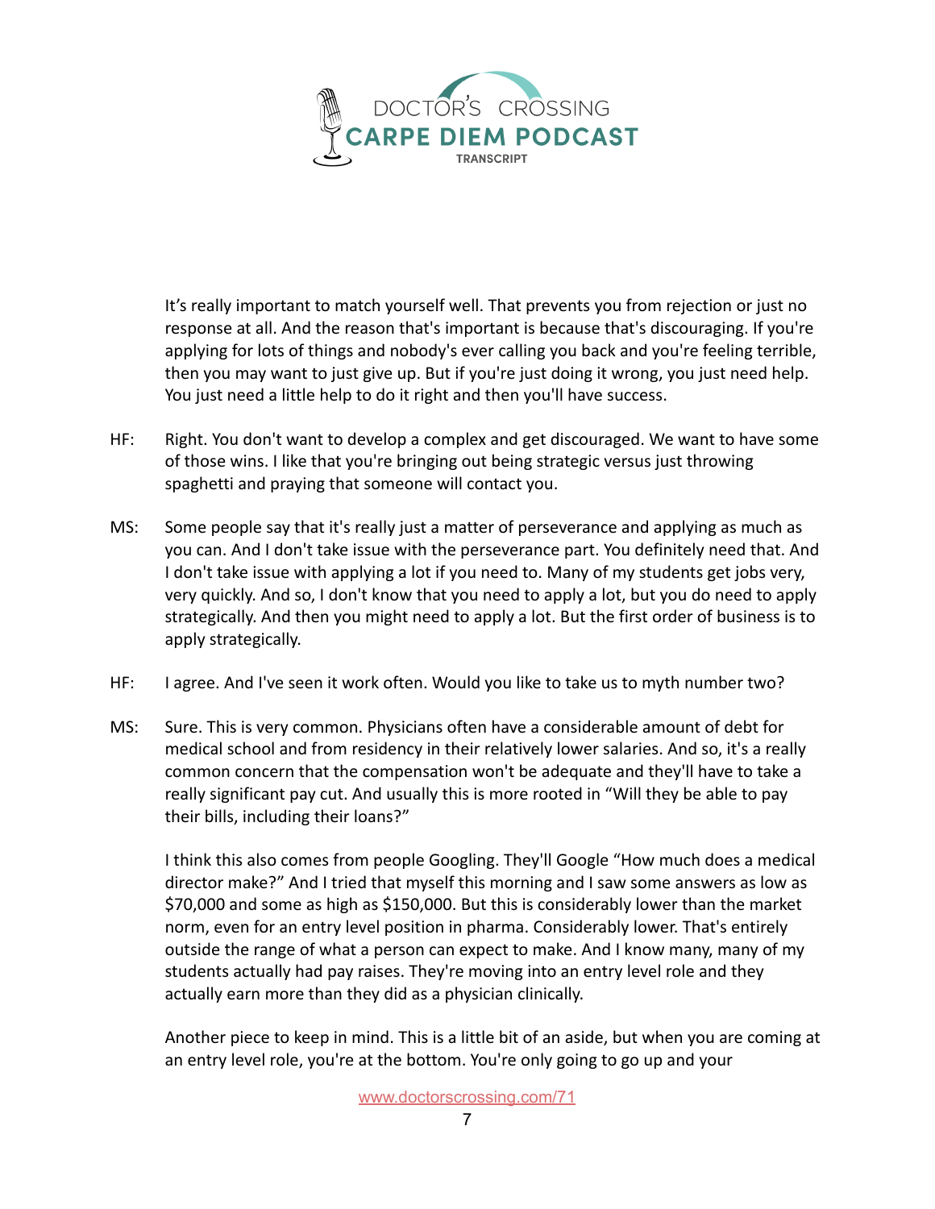It's really important to match yourself well. That prevents you from rejection or just no response at all. And the reason that's important is because that's discouraging. If you're applying for lots of things and nobody's ever calling you back and you're feeling terrible, then you may want to just give up. But if you're just doing it wrong, you just need help. You just need a little help to do it right and then you'll have success.

HF: Right. You don't want to develop a complex and get discouraged. We want to have some of those wins. I like that you're bringing out being strategic versus just throwing spaghetti and praying that someone will contact you.

MS: Some people say that it's really just a matter of perseverance and applying as much as you can. And I don't take issue with the perseverance part. You definitely need that. And I don't take issue with applying a lot if you need to. Many of my students get jobs very, very quickly. And so, I don't know that you need to apply a lot, but you do need to apply strategically. And then you might need to apply a lot. But the first order of business is to apply strategically.

HF: I agree. And I've seen it work often. Would you like to take us to myth number two?

MS: Sure. This is very common. Physicians often have a considerable amount of debt for medical school and from residency in their relatively lower salaries. And so, it's a really common concern that the compensation won't be adequate and they'll have to take a really significant pay cut. And usually this is more rooted in "Will they be able to pay their bills, including their loans?"

I think this also comes from people Googling. They'll Google "How much does a medical director make?" And I tried that myself this morning and I saw some answers as low as $70,000 and some as high as $150,000. But this is considerably lower than the market norm, even for an entry level position in pharma. Considerably lower. That's entirely outside the range of what a person can expect to make. And I know many, many of my students actually had pay raises. They're moving into an entry level role and they actually earn more than they did as a physician clinically.

Another piece to keep in mind. This is a little bit of an aside, but when you are coming at an entry level role, you're at the bottom. You're only going to go up and your

www.doctorscrossing.com/71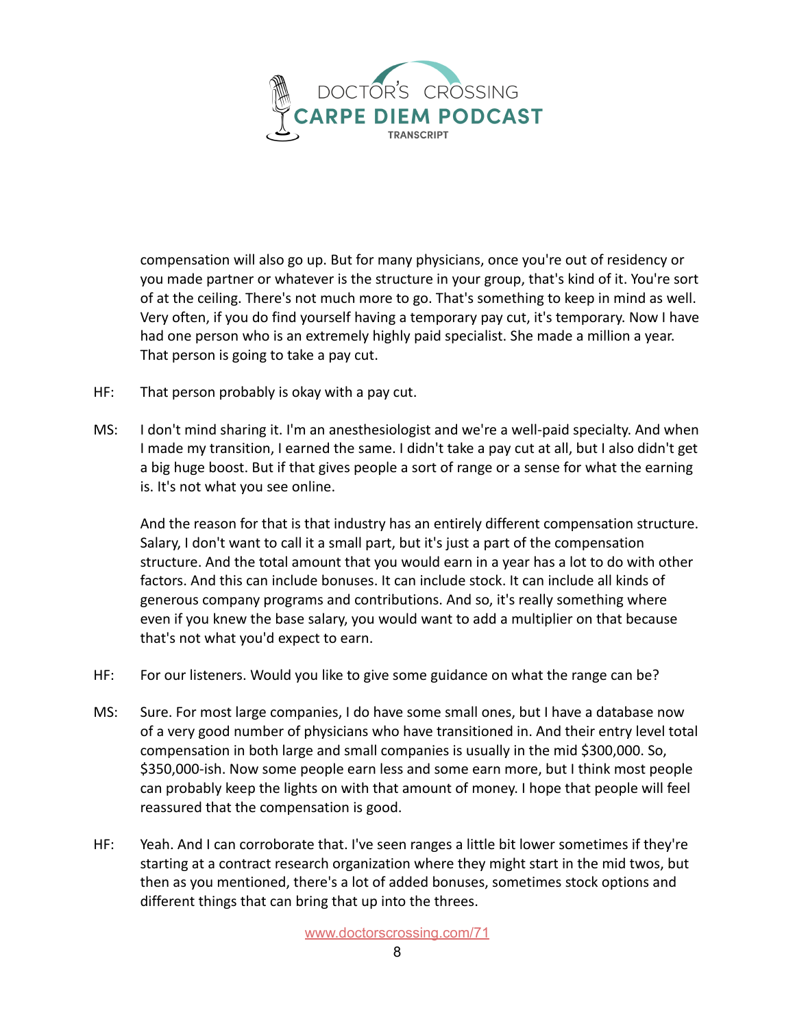compensation will also go up. But for many physicians, once you're out of residency or you made partner or whatever is the structure in your group, that's kind of it. You're sort of at the ceiling. There's not much more to go. That's something to keep in mind as well. Very often, if you do find yourself having a temporary pay cut, it's temporary. Now I have had one person who is an extremely highly paid specialist. She made a million a year. That person is going to take a pay cut.

HF: That person probably is okay with a pay cut.

MS: I don't mind sharing it. I'm an anesthesiologist and we're a well-paid specialty. And when I made my transition, I earned the same. I didn't take a pay cut at all, but I also didn't get a big huge boost. But if that gives people a sort of range or a sense for what the earning is. It's not what you see online.

And the reason for that is that industry has an entirely different compensation structure. Salary, I don't want to call it a small part, but it's just a part of the compensation structure. And the total amount that you would earn in a year has a lot to do with other factors. And this can include bonuses. It can include stock. It can include all kinds of generous company programs and contributions. And so, it's really something where even if you knew the base salary, you would want to add a multiplier on that because that's not what you'd expect to earn.

HF: For our listeners. Would you like to give some guidance on what the range can be?

MS: Sure. For most large companies, I do have some small ones, but I have a database now of a very good number of physicians who have transitioned in. And their entry level total compensation in both large and small companies is usually in the mid $300,000. So, $350,000-ish. Now some people earn less and some earn more, but I think most people can probably keep the lights on with that amount of money. I hope that people will feel reassured that the compensation is good.

HF: Yeah. And I can corroborate that. I've seen ranges a little bit lower sometimes if they're starting at a contract research organization where they might start in the mid twos, but then as you mentioned, there's a lot of added bonuses, sometimes stock options and different things that can bring that up into the threes.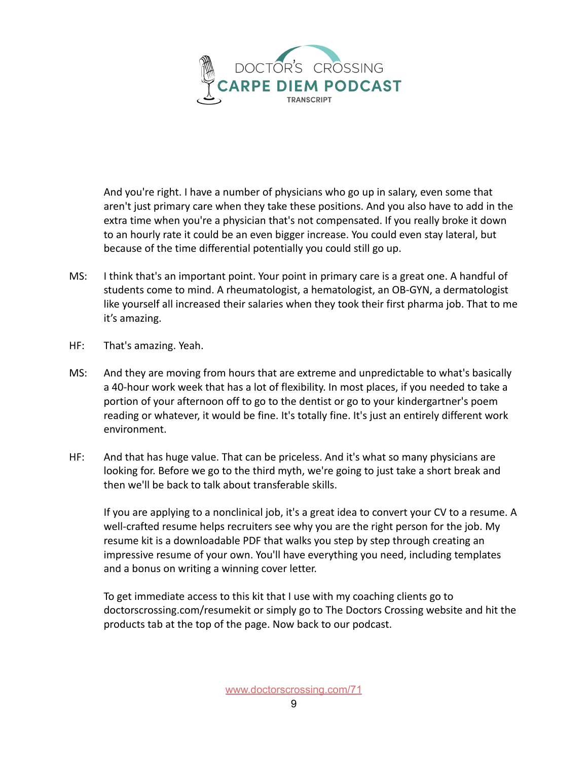And you're right. I have a number of physicians who go up in salary, even some that aren't just primary care when they take these positions. And you also have to add in the extra time when you're a physician that's not compensated. If you really broke it down to an hourly rate it could be an even bigger increase. You could even stay lateral, but because of the time differential potentially you could still go up.

MS: I think that's an important point. Your point in primary care is a great one. A handful of students come to mind. A rheumatologist, a hematologist, an OB-GYN, a dermatologist like yourself all increased their salaries when they took their first pharma job. That to me it's amazing.

HF: That's amazing. Yeah.

MS: And they are moving from hours that are extreme and unpredictable to what's basically a 40-hour work week that has a lot of flexibility. In most places, if you needed to take a portion of your afternoon off to go to the dentist or go to your kindergartner's poem reading or whatever, it would be fine. It's totally fine. It's just an entirely different work environment.

HF: And that has huge value. That can be priceless. And it's what so many physicians are looking for. Before we go to the third myth, we're going to just take a short break and then we'll be back to talk about transferable skills.

If you are applying to a nonclinical job, it's a great idea to convert your CV to a resume. A well-crafted resume helps recruiters see why you are the right person for the job. My resume kit is a downloadable PDF that walks you step by step through creating an impressive resume of your own. You'll have everything you need, including templates and a bonus on writing a winning cover letter.

To get immediate access to this kit that I use with my coaching clients go to doctorscrossing.com/resumekit or simply go to The Doctors Crossing website and hit the products tab at the top of the page. Now back to our podcast.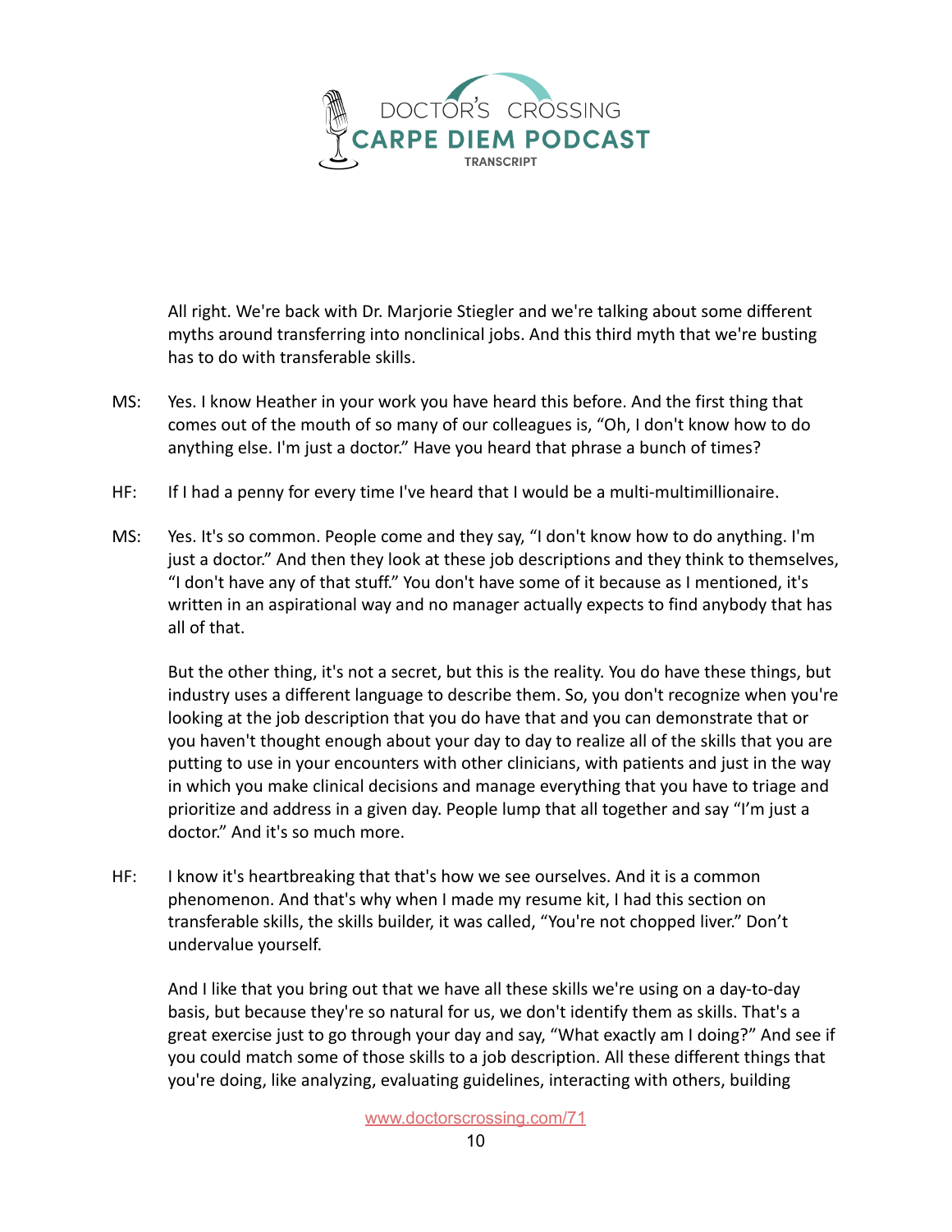All right. We're back with Dr. Marjorie Stiegler and we're talking about some different myths around transferring into nonclinical jobs. And this third myth that we're busting has to do with transferable skills.

MS: Yes. I know Heather in your work you have heard this before. And the first thing that comes out of the mouth of so many of our colleagues is, "Oh, I don't know how to do anything else. I'm just a doctor." Have you heard that phrase a bunch of times?

HF: If I had a penny for every time I've heard that I would be a multi-multimillionaire.

MS: Yes. It's so common. People come and they say, "I don't know how to do anything. I'm just a doctor." And then they look at these job descriptions and they think to themselves, "I don't have any of that stuff." You don't have some of it because as I mentioned, it's written in an aspirational way and no manager actually expects to find anybody that has all of that.

But the other thing, it's not a secret, but this is the reality. You do have these things, but industry uses a different language to describe them. So, you don't recognize when you're looking at the job description that you do have that and you can demonstrate that or you haven't thought enough about your day to day to realize all of the skills that you are putting to use in your encounters with other clinicians, with patients and just in the way in which you make clinical decisions and manage everything that you have to triage and prioritize and address in a given day. People lump that all together and say "I'm just a doctor." And it's so much more.

HF: I know it's heartbreaking that that's how we see ourselves. And it is a common phenomenon. And that's why when I made my resume kit, I had this section on transferable skills, the skills builder, it was called, "You're not chopped liver." Don't undervalue yourself.

And I like that you bring out that we have all these skills we're using on a day-to-day basis, but because they're so natural for us, we don't identify them as skills. That's a great exercise just to go through your day and say, "What exactly am I doing?" And see if you could match some of those skills to a job description. All these different things that you're doing, like analyzing, evaluating guidelines, interacting with others, building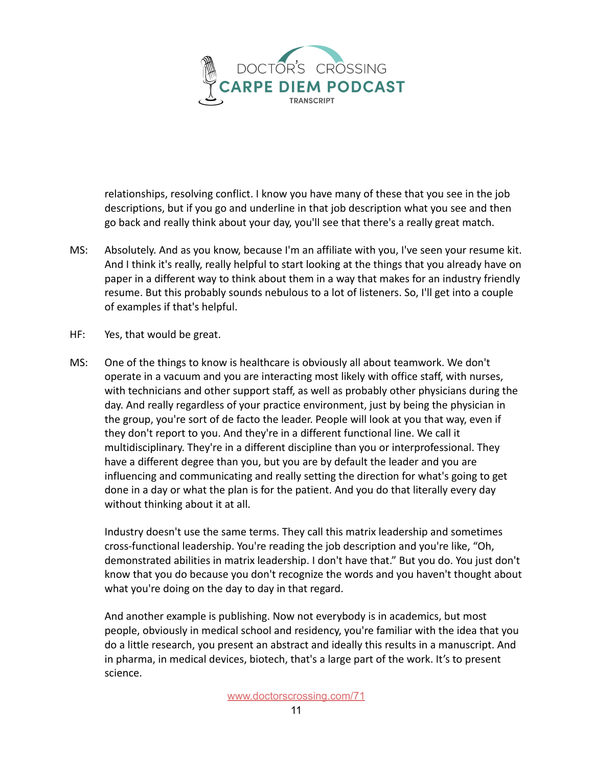relationships, resolving conflict. I know you have many of these that you see in the job descriptions, but if you go and underline in that job description what you see and then go back and really think about your day, you'll see that there's a really great match.

MS: Absolutely. And as you know, because I'm an affiliate with you, I've seen your resume kit. And I think it's really, really helpful to start looking at the things that you already have on paper in a different way to think about them in a way that makes for an industry friendly resume. But this probably sounds nebulous to a lot of listeners. So, I'll get into a couple of examples if that's helpful.

HF: Yes, that would be great.

MS: One of the things to know is healthcare is obviously all about teamwork. We don't operate in a vacuum and you are interacting most likely with office staff, with nurses, with technicians and other support staff, as well as probably other physicians during the day. And really regardless of your practice environment, just by being the physician in the group, you're sort of de facto the leader. People will look at you that way, even if they don't report to you. And they're in a different functional line. We call it multidisciplinary. They're in a different discipline than you or interprofessional. They have a different degree than you, but you are by default the leader and you are influencing and communicating and really setting the direction for what's going to get done in a day or what the plan is for the patient. And you do that literally every day without thinking about it at all.

Industry doesn't use the same terms. They call this matrix leadership and sometimes cross-functional leadership. You're reading the job description and you're like, "Oh, demonstrated abilities in matrix leadership. I don't have that." But you do. You just don't know that you do because you don't recognize the words and you haven't thought about what you're doing on the day to day in that regard.

And another example is publishing. Now not everybody is in academics, but most people, obviously in medical school and residency, you're familiar with the idea that you do a little research, you present an abstract and ideally this results in a manuscript. And in pharma, in medical devices, biotech, that's a large part of the work. It's to present science.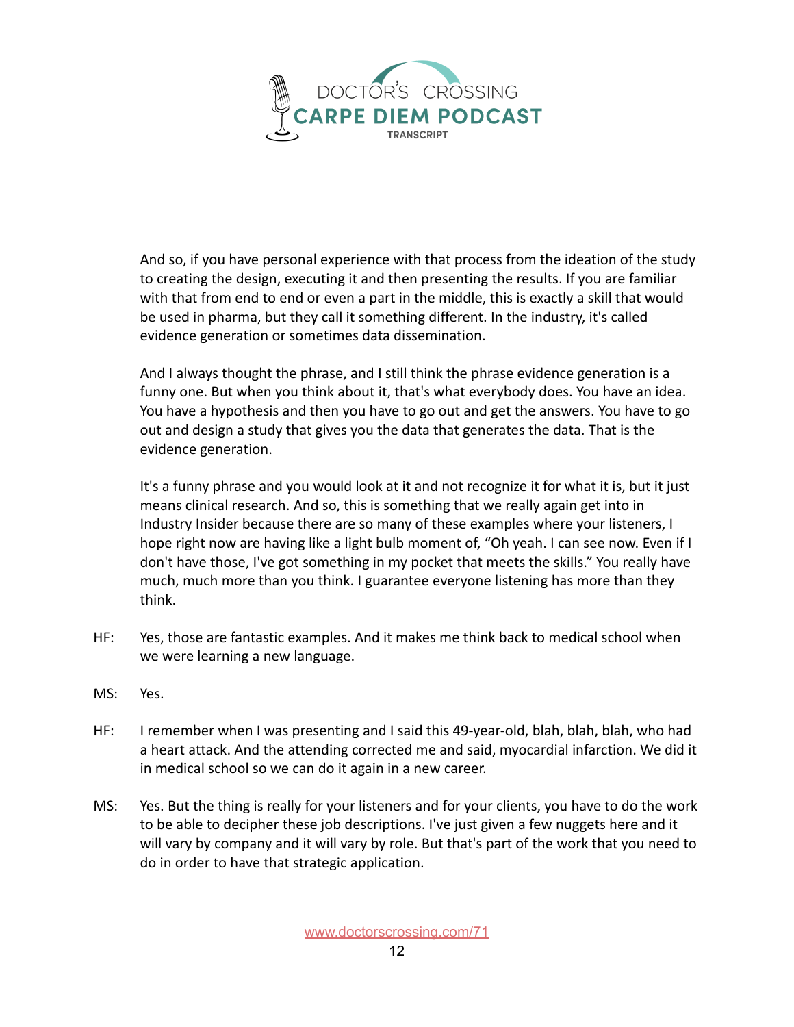And so, if you have personal experience with that process from the ideation of the study to creating the design, executing it and then presenting the results. If you are familiar with that from end to end or even a part in the middle, this is exactly a skill that would be used in pharma, but they call it something different. In the industry, it's called evidence generation or sometimes data dissemination.

And I always thought the phrase, and I still think the phrase evidence generation is a funny one. But when you think about it, that's what everybody does. You have an idea. You have a hypothesis and then you have to go out and get the answers. You have to go out and design a study that gives you the data that generates the data. That is the evidence generation.

It's a funny phrase and you would look at it and not recognize it for what it is, but it just means clinical research. And so, this is something that we really again get into in Industry Insider because there are so many of these examples where your listeners, I hope right now are having like a light bulb moment of, "Oh yeah. I can see now. Even if I don't have those, I've got something in my pocket that meets the skills." You really have much, much more than you think. I guarantee everyone listening has more than they think.

HF: Yes, those are fantastic examples. And it makes me think back to medical school when we were learning a new language.

MS: Yes.

HF: I remember when I was presenting and I said this 49-year-old, blah, blah, blah, who had a heart attack. And the attending corrected me and said, myocardial infarction. We did it in medical school so we can do it again in a new career.

MS: Yes. But the thing is really for your listeners and for your clients, you have to do the work to be able to decipher these job descriptions. I've just given a few nuggets here and it will vary by company and it will vary by role. But that's part of the work that you need to do in order to have that strategic application.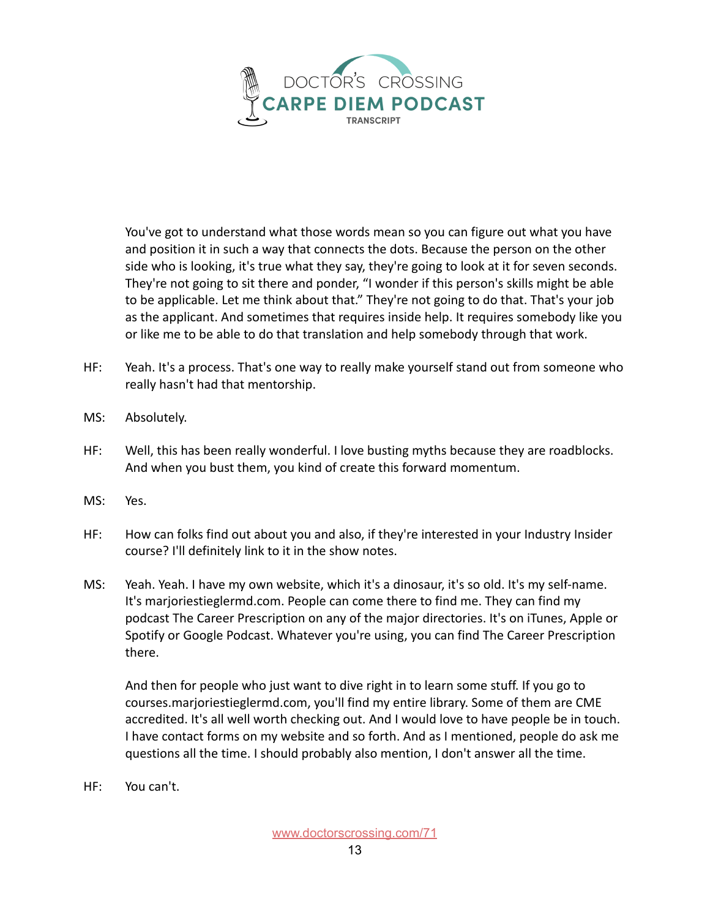You've got to understand what those words mean so you can figure out what you have and position it in such a way that connects the dots. Because the person on the other side who is looking, it's true what they say, they're going to look at it for seven seconds. They're not going to sit there and ponder, "I wonder if this person's skills might be able to be applicable. Let me think about that." They're not going to do that. That's your job as the applicant. And sometimes that requires inside help. It requires somebody like you or like me to be able to do that translation and help somebody through that work.

HF: Yeah. It's a process. That's one way to really make yourself stand out from someone who really hasn't had that mentorship.

MS: Absolutely.

HF: Well, this has been really wonderful. I love busting myths because they are roadblocks. And when you bust them, you kind of create this forward momentum.

MS: Yes.

HF: How can folks find out about you and also, if they're interested in your Industry Insider course? I'll definitely link to it in the show notes.

MS: Yeah. Yeah. I have my own website, which it's a dinosaur, it's so old. It's my self-name. It's marjoriestieglermd.com. People can come there to find me. They can find my podcast The Career Prescription on any of the major directories. It's on iTunes, Apple or Spotify or Google Podcast. Whatever you're using, you can find The Career Prescription there.

And then for people who just want to dive right in to learn some stuff. If you go to courses.marjoriestieglermd.com, you'll find my entire library. Some of them are CME accredited. It's all well worth checking out. And I would love to have people be in touch. I have contact forms on my website and so forth. And as I mentioned, people do ask me questions all the time. I should probably also mention, I don't answer all the time.

HF: You can't.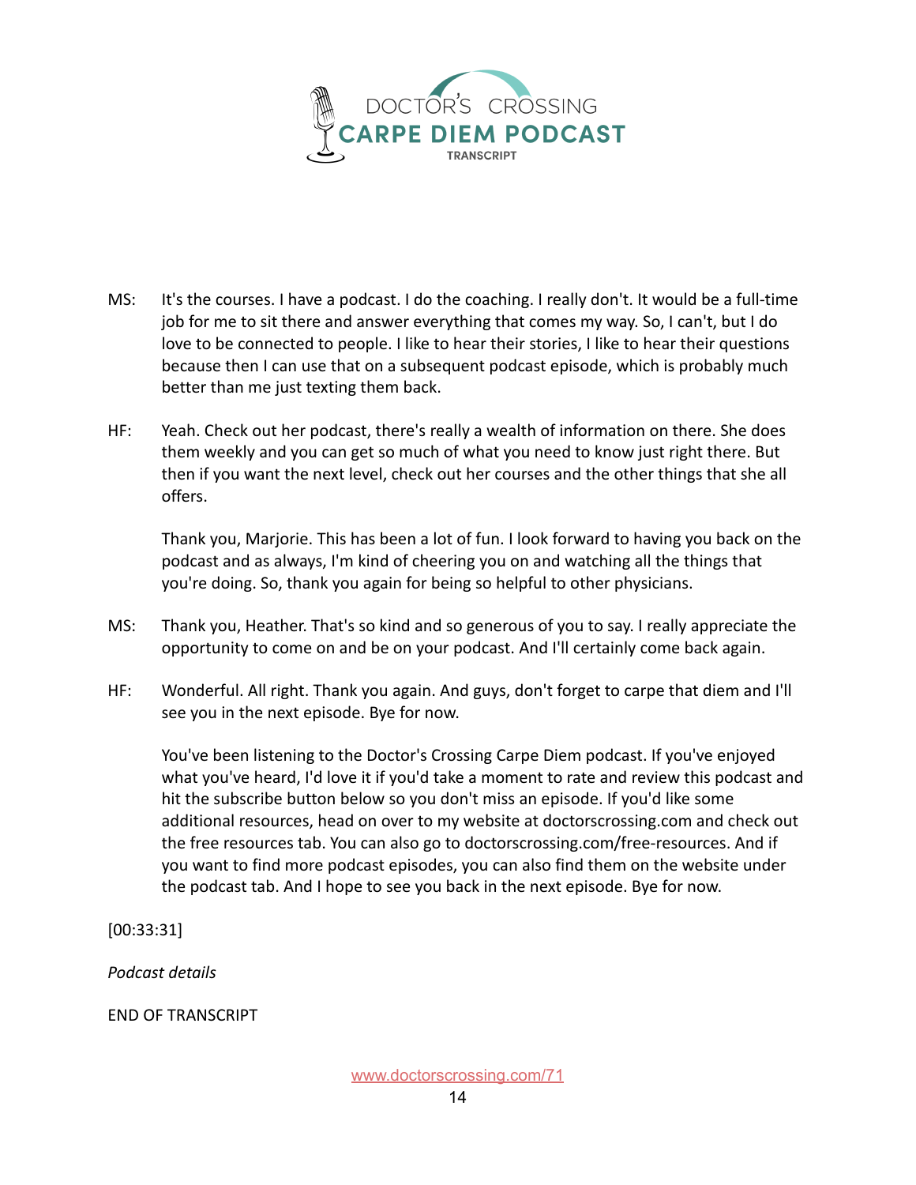MS: It's the courses. I have a podcast. I do the coaching. I really don't. It would be a full-time job for me to sit there and answer everything that comes my way. So, I can't, but I do love to be connected to people. I like to hear their stories, I like to hear their questions because then I can use that on a subsequent podcast episode, which is probably much better than me just texting them back.

HF: Yeah. Check out her podcast, there's really a wealth of information on there. She does them weekly and you can get so much of what you need to know just right there. But then if you want the next level, check out her courses and the other things that she all offers.

Thank you, Marjorie. This has been a lot of fun. I look forward to having you back on the podcast and as always, I'm kind of cheering you on and watching all the things that you're doing. So, thank you again for being so helpful to other physicians.

MS: Thank you, Heather. That's so kind and so generous of you to say. I really appreciate the opportunity to come on and be on your podcast. And I'll certainly come back again.

HF: Wonderful. All right. Thank you again. And guys, don't forget to carpe that diem and I'll see you in the next episode. Bye for now.

You've been listening to the Doctor's Crossing Carpe Diem podcast. If you've enjoyed what you've heard, I'd love it if you'd take a moment to rate and review this podcast and hit the subscribe button below so you don't miss an episode. If you'd like some additional resources, head on over to my website at doctorscrossing.com and check out the free resources tab. You can also go to doctorscrossing.com/free-resources. And if you want to find more podcast episodes, you can also find them on the website under the podcast tab. And I hope to see you back in the next episode. Bye for now.

[00:33:31]

*Podcast details*

END OF TRANSCRIPT